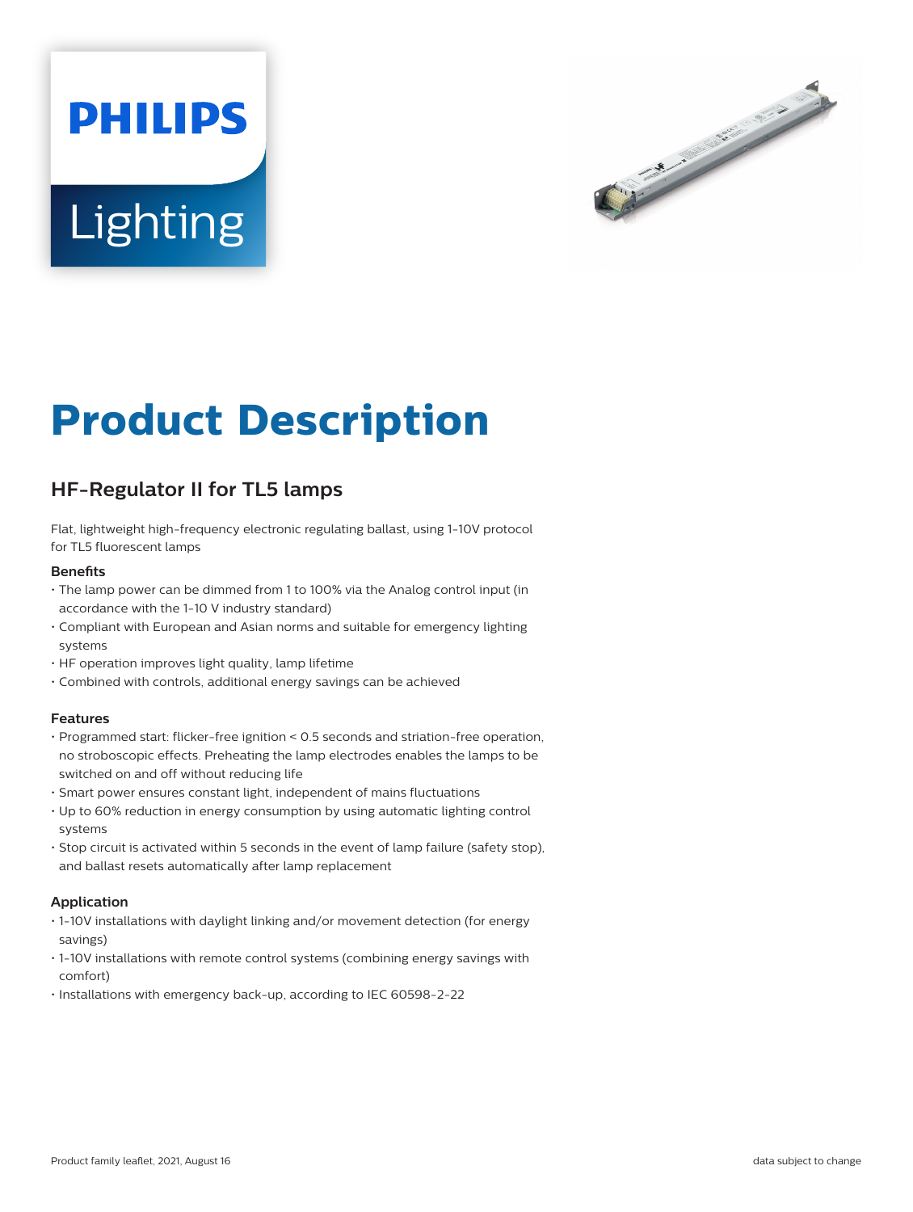PHILIPS

Lighting

# Product Description

## HF-Regulator II for TL5 lamps

Flat, lightweight high-frequency electronic regulating ballast, using 1-10V protocol for TL5 fluorescent lamps

### Benefits

- The lamp power can be dimmed from 1 to 100% via the Analog control input (in accordance with the 1-10 V industry standard)
- Compliant with European and Asian norms and suitable for emergency lighting systems
- HF operation improves light quality, lamp lifetime
- Combined with controls, additional energy savings can be achieved

### Features

- Programmed start: flicker-free ignition < 0.5 seconds and striation-free operation, no stroboscopic effects. Preheating the lamp electrodes enables the lamps to be switched on and off without reducing life
- Smart power ensures constant light, independent of mains fluctuations
- Up to 60% reduction in energy consumption by using automatic lighting control systems
- Stop circuit is activated within 5 seconds in the event of lamp failure (safety stop), and ballast resets automatically after lamp replacement

### Application

- 1-10V installations with daylight linking and/or movement detection (for energy savings)
- 1-10V installations with remote control systems (combining energy savings with comfort)
- Installations with emergency back-up, according to IEC 60598-2-22

Product family leaflet, 2021, August 16

data subject to change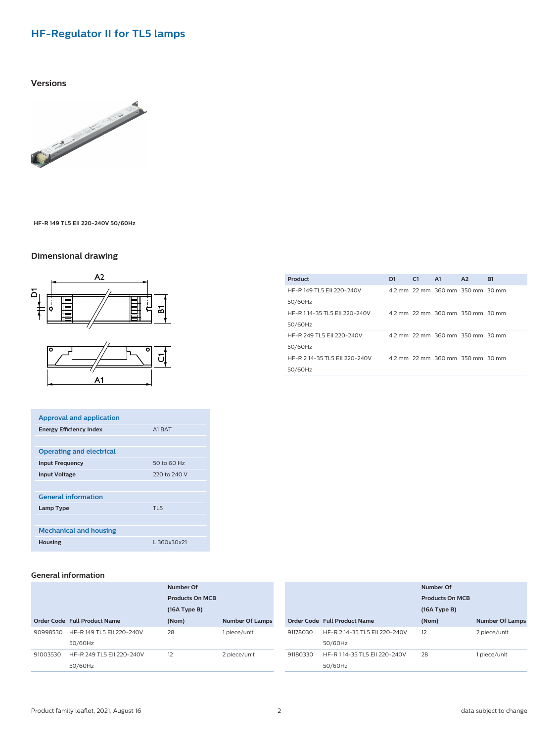# HF-Regulator II for TL5 lamps

## Versions

HF-R 149 TL5 EII 220-240V 50/60Hz

## Dimensional drawing

| Product | D1 | C1 | A1 | A2 | B1 |
|---|---|---|---|---|---|
| HF-R 149 TL5 EII 220-240V 50/60Hz | 4.2 mm | 22 mm | 360 mm | 350 mm | 30 mm |
| HF-R 1 14-35 TL5 EII 220-240V 50/60Hz | 4.2 mm | 22 mm | 360 mm | 350 mm | 30 mm |
| HF-R 249 TL5 EII 220-240V 50/60Hz | 4.2 mm | 22 mm | 360 mm | 350 mm | 30 mm |
| HF-R 2 14-35 TL5 EII 220-240V 50/60Hz | 4.2 mm | 22 mm | 360 mm | 350 mm | 30 mm |

| **Approval and application** | |
|---|---|
| **Energy Efficiency Index** | A1 BAT |
| **Operating and electrical** | |
| **Input Frequency** | 50 to 60 Hz |
| **Input Voltage** | 220 to 240 V |
| **General information** | |
| **Lamp Type** | TL5 |
| **Mechanical and housing** | |
| **Housing** | L 360x30x21 |

## General information

| Order Code | Full Product Name | Number Of Products On MCB (16A Type B) (Nom) | Number Of Lamps |
|---|---|---|---|
| 90998530 | HF-R 149 TL5 EII 220-240V 50/60Hz | 28 | 1 piece/unit |
| 91003530 | HF-R 249 TL5 EII 220-240V 50/60Hz | 12 | 2 piece/unit |
| 91178030 | HF-R 2 14-35 TL5 EII 220-240V 50/60Hz | 12 | 2 piece/unit |
| 91180330 | HF-R 1 14-35 TL5 EII 220-240V 50/60Hz | 28 | 1 piece/unit |

Product family leaflet, 2021, August 16

data subject to change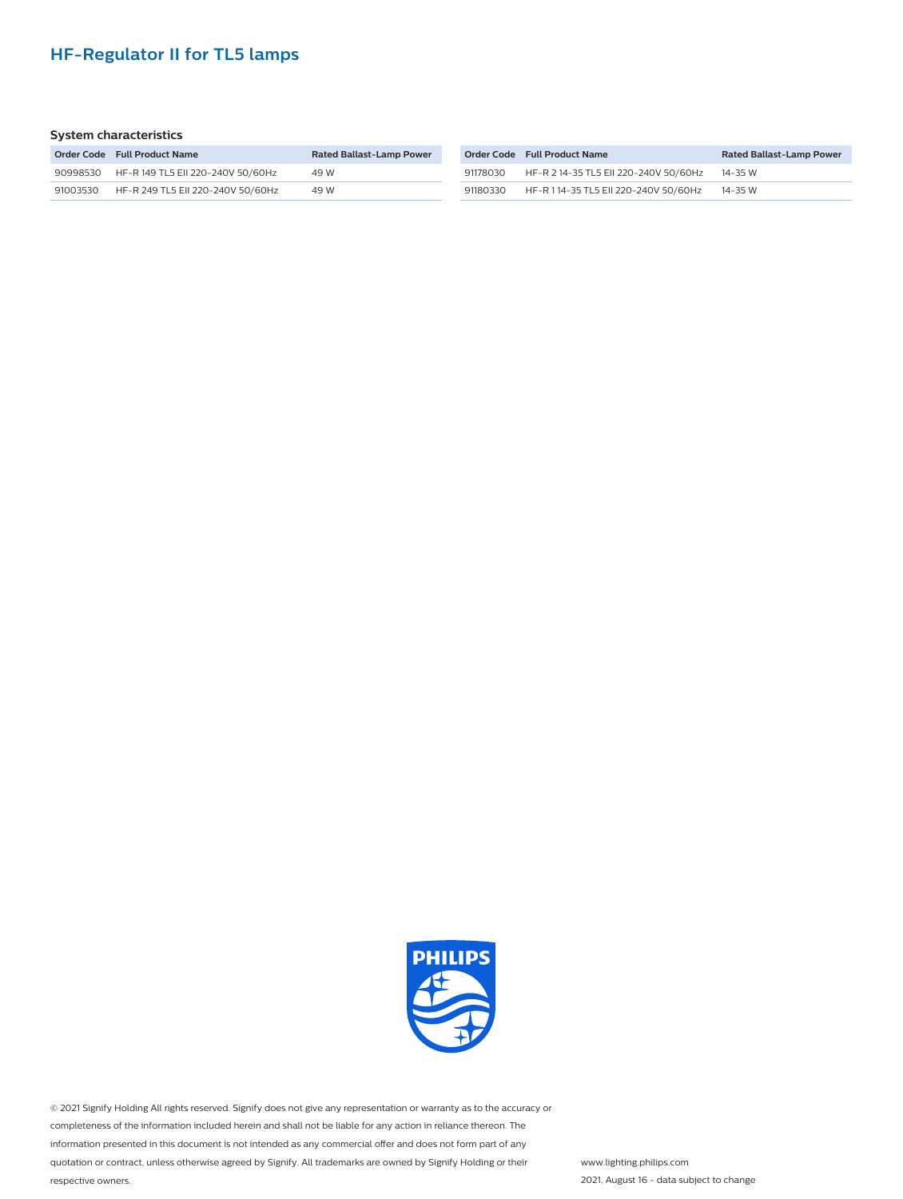# HF-Regulator II for TL5 lamps

### System characteristics

| Order Code | Full Product Name | Rated Ballast-Lamp Power |
|---|---|---|
| 90998530 | HF-R 149 TL5 EII 220-240V 50/60Hz | 49 W |
| 91003530 | HF-R 249 TL5 EII 220-240V 50/60Hz | 49 W |
| 91178030 | HF-R 2 14-35 TL5 EII 220-240V 50/60Hz | 14-35 W |
| 91180330 | HF-R 1 14-35 TL5 EII 220-240V 50/60Hz | 14-35 W |

© 2021 Signify Holding All rights reserved. Signify does not give any representation or warranty as to the accuracy or completeness of the information included herein and shall not be liable for any action in reliance thereon. The information presented in this document is not intended as any commercial offer and does not form part of any quotation or contract, unless otherwise agreed by Signify. All trademarks are owned by Signify Holding or their respective owners.

www.lighting.philips.com

2021, August 16 - data subject to change